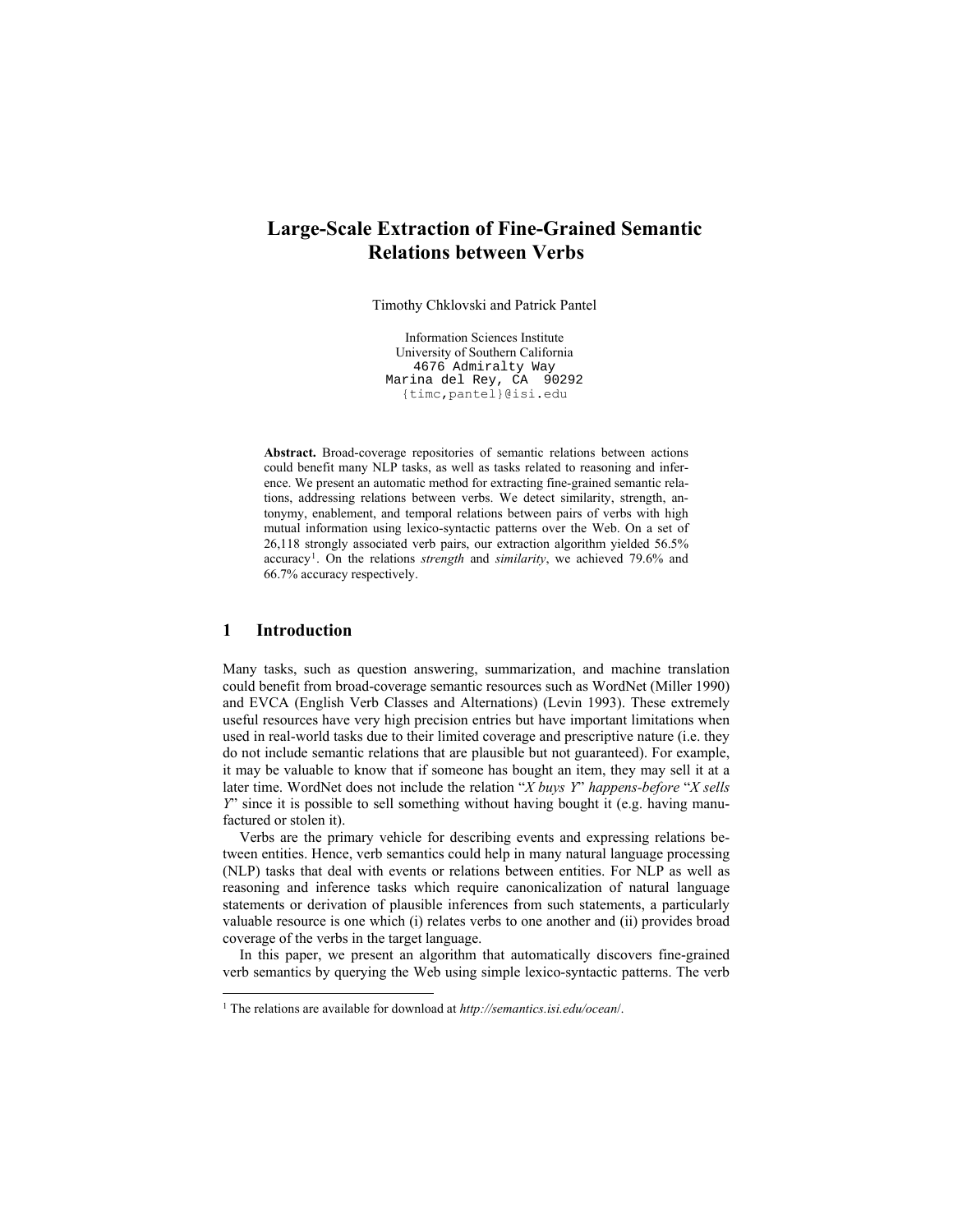# Large-Scale Extraction of Fine-Grained Semantic Relations between Verbs

Timothy Chklovski and Patrick Pantel

Information Sciences Institute
University of Southern California
4676 Admiralty Way
Marina del Rey, CA 90292
{timc,pantel}@isi.edu

**Abstract.** Broad-coverage repositories of semantic relations between actions could benefit many NLP tasks, as well as tasks related to reasoning and inference. We present an automatic method for extracting fine-grained semantic relations, addressing relations between verbs. We detect similarity, strength, antonymy, enablement, and temporal relations between pairs of verbs with high mutual information using lexico-syntactic patterns over the Web. On a set of 26,118 strongly associated verb pairs, our extraction algorithm yielded 56.5% accuracy[1]. On the relations *strength* and *similarity*, we achieved 79.6% and 66.7% accuracy respectively.

## 1 Introduction

Many tasks, such as question answering, summarization, and machine translation could benefit from broad-coverage semantic resources such as WordNet (Miller 1990) and EVCA (English Verb Classes and Alternations) (Levin 1993). These extremely useful resources have very high precision entries but have important limitations when used in real-world tasks due to their limited coverage and prescriptive nature (i.e. they do not include semantic relations that are plausible but not guaranteed). For example, it may be valuable to know that if someone has bought an item, they may sell it at a later time. WordNet does not include the relation "*X buys Y*" *happens-before* "*X sells Y*" since it is possible to sell something without having bought it (e.g. having manufactured or stolen it).

Verbs are the primary vehicle for describing events and expressing relations between entities. Hence, verb semantics could help in many natural language processing (NLP) tasks that deal with events or relations between entities. For NLP as well as reasoning and inference tasks which require canonicalization of natural language statements or derivation of plausible inferences from such statements, a particularly valuable resource is one which (i) relates verbs to one another and (ii) provides broad coverage of the verbs in the target language.

In this paper, we present an algorithm that automatically discovers fine-grained verb semantics by querying the Web using simple lexico-syntactic patterns. The verb

[1] The relations are available for download at *http://semantics.isi.edu/ocean/*.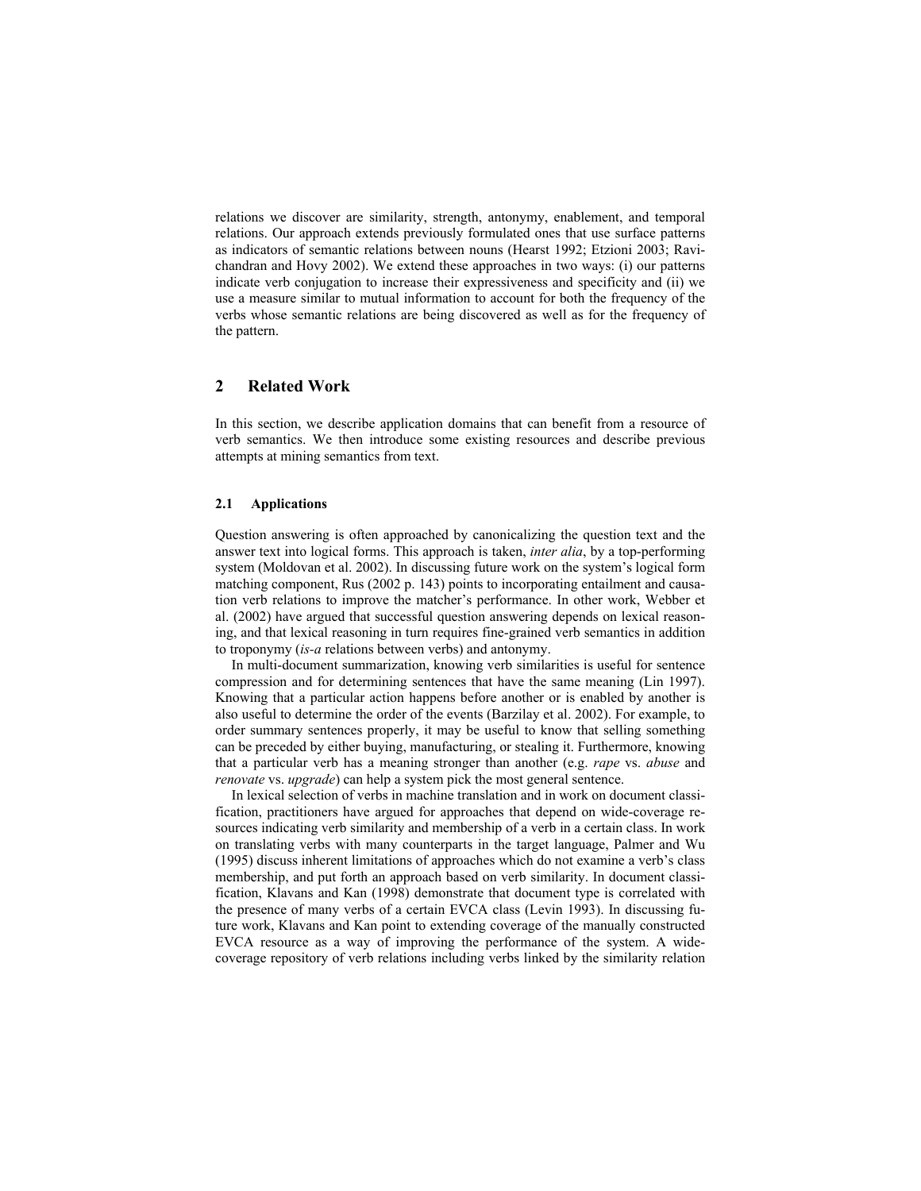relations we discover are similarity, strength, antonymy, enablement, and temporal relations. Our approach extends previously formulated ones that use surface patterns as indicators of semantic relations between nouns (Hearst 1992; Etzioni 2003; Ravichandran and Hovy 2002). We extend these approaches in two ways: (i) our patterns indicate verb conjugation to increase their expressiveness and specificity and (ii) we use a measure similar to mutual information to account for both the frequency of the verbs whose semantic relations are being discovered as well as for the frequency of the pattern.

## 2 Related Work

In this section, we describe application domains that can benefit from a resource of verb semantics. We then introduce some existing resources and describe previous attempts at mining semantics from text.

### 2.1 Applications

Question answering is often approached by canonicalizing the question text and the answer text into logical forms. This approach is taken, *inter alia*, by a top-performing system (Moldovan et al. 2002). In discussing future work on the system's logical form matching component, Rus (2002 p. 143) points to incorporating entailment and causation verb relations to improve the matcher's performance. In other work, Webber et al. (2002) have argued that successful question answering depends on lexical reasoning, and that lexical reasoning in turn requires fine-grained verb semantics in addition to troponymy (*is-a* relations between verbs) and antonymy.

In multi-document summarization, knowing verb similarities is useful for sentence compression and for determining sentences that have the same meaning (Lin 1997). Knowing that a particular action happens before another or is enabled by another is also useful to determine the order of the events (Barzilay et al. 2002). For example, to order summary sentences properly, it may be useful to know that selling something can be preceded by either buying, manufacturing, or stealing it. Furthermore, knowing that a particular verb has a meaning stronger than another (e.g. *rape* vs. *abuse* and *renovate* vs. *upgrade*) can help a system pick the most general sentence.

In lexical selection of verbs in machine translation and in work on document classification, practitioners have argued for approaches that depend on wide-coverage resources indicating verb similarity and membership of a verb in a certain class. In work on translating verbs with many counterparts in the target language, Palmer and Wu (1995) discuss inherent limitations of approaches which do not examine a verb's class membership, and put forth an approach based on verb similarity. In document classification, Klavans and Kan (1998) demonstrate that document type is correlated with the presence of many verbs of a certain EVCA class (Levin 1993). In discussing future work, Klavans and Kan point to extending coverage of the manually constructed EVCA resource as a way of improving the performance of the system. A wide-coverage repository of verb relations including verbs linked by the similarity relation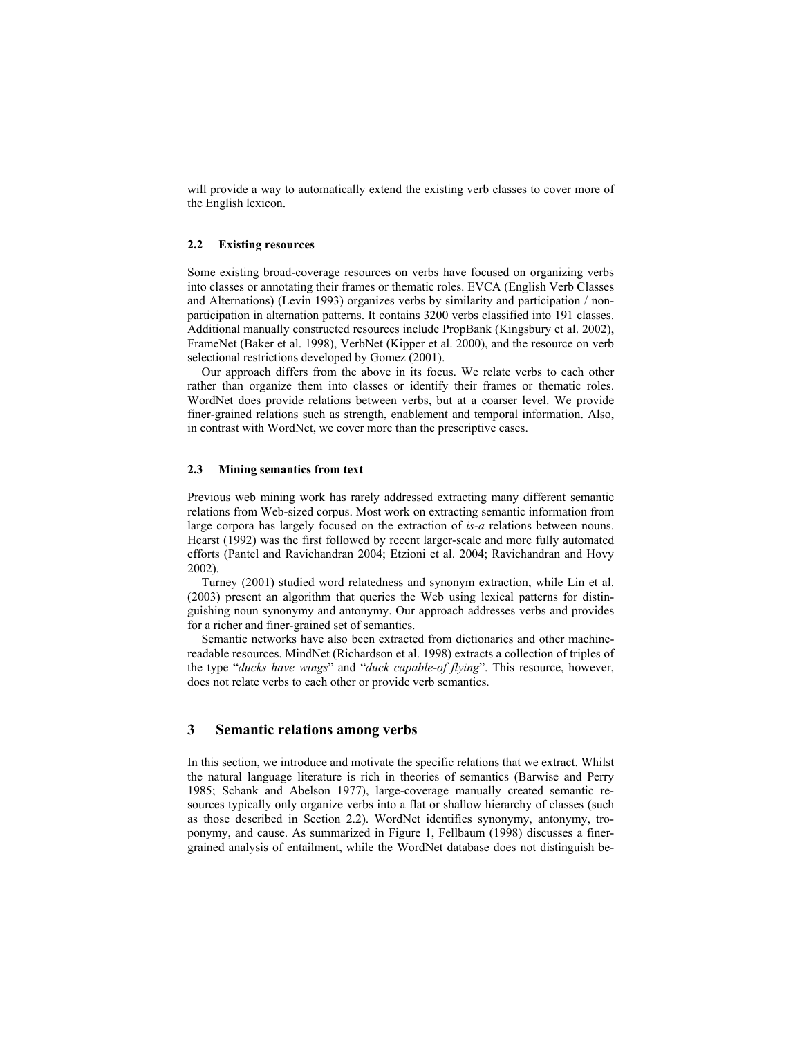will provide a way to automatically extend the existing verb classes to cover more of the English lexicon.

### 2.2 Existing resources

Some existing broad-coverage resources on verbs have focused on organizing verbs into classes or annotating their frames or thematic roles. EVCA (English Verb Classes and Alternations) (Levin 1993) organizes verbs by similarity and participation / non-participation in alternation patterns. It contains 3200 verbs classified into 191 classes. Additional manually constructed resources include PropBank (Kingsbury et al. 2002), FrameNet (Baker et al. 1998), VerbNet (Kipper et al. 2000), and the resource on verb selectional restrictions developed by Gomez (2001).

Our approach differs from the above in its focus. We relate verbs to each other rather than organize them into classes or identify their frames or thematic roles. WordNet does provide relations between verbs, but at a coarser level. We provide finer-grained relations such as strength, enablement and temporal information. Also, in contrast with WordNet, we cover more than the prescriptive cases.

### 2.3 Mining semantics from text

Previous web mining work has rarely addressed extracting many different semantic relations from Web-sized corpus. Most work on extracting semantic information from large corpora has largely focused on the extraction of *is-a* relations between nouns. Hearst (1992) was the first followed by recent larger-scale and more fully automated efforts (Pantel and Ravichandran 2004; Etzioni et al. 2004; Ravichandran and Hovy 2002).

Turney (2001) studied word relatedness and synonym extraction, while Lin et al. (2003) present an algorithm that queries the Web using lexical patterns for distinguishing noun synonymy and antonymy. Our approach addresses verbs and provides for a richer and finer-grained set of semantics.

Semantic networks have also been extracted from dictionaries and other machine-readable resources. MindNet (Richardson et al. 1998) extracts a collection of triples of the type "*ducks have wings*" and "*duck capable-of flying*". This resource, however, does not relate verbs to each other or provide verb semantics.

## 3 Semantic relations among verbs

In this section, we introduce and motivate the specific relations that we extract. Whilst the natural language literature is rich in theories of semantics (Barwise and Perry 1985; Schank and Abelson 1977), large-coverage manually created semantic resources typically only organize verbs into a flat or shallow hierarchy of classes (such as those described in Section 2.2). WordNet identifies synonymy, antonymy, troponymy, and cause. As summarized in Figure 1, Fellbaum (1998) discusses a finer-grained analysis of entailment, while the WordNet database does not distinguish be-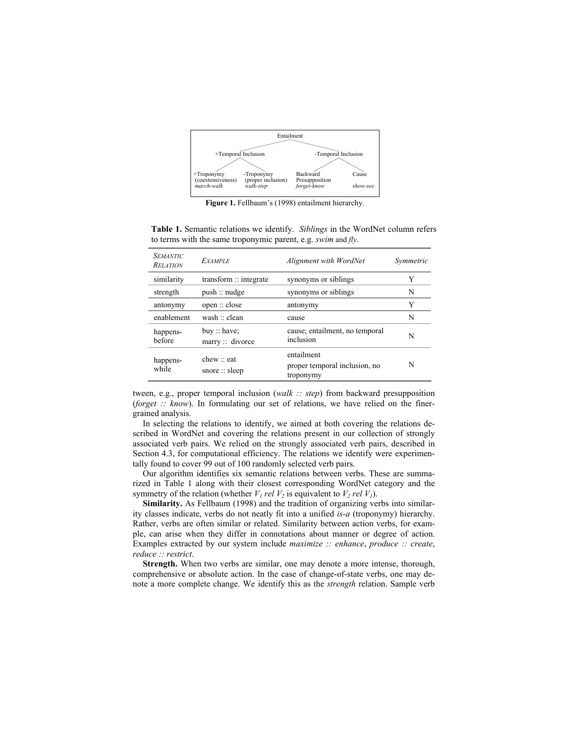Entailment

- +Temporal Inclusion
  - +Troponymy (coextensiveness) *march-walk*
  - -Troponymy (proper inclusion) *walk-step*
- -Temporal Inclusion
  - Backward Presupposition *forget-know*
  - Cause *show-see*

**Figure 1.** Fellbaum's (1998) entailment hierarchy.

**Table 1.** Semantic relations we identify. *Siblings* in the WordNet column refers to terms with the same troponymic parent, e.g. *swim* and *fly*.

| *Semantic Relation* | *Example* | *Alignment with WordNet* | *Symmetric* |
|---|---|---|---|
| similarity | transform :: integrate | synonyms or siblings | Y |
| strength | push :: nudge | synonyms or siblings | N |
| antonymy | open :: close | antonymy | Y |
| enablement | wash :: clean | cause | N |
| happens-before | buy :: have; marry :: divorce | cause; entailment, no temporal inclusion | N |
| happens-while | chew :: eat snore :: sleep | entailment proper temporal inclusion, no troponymy | N |

tween, e.g., proper temporal inclusion (*walk :: step*) from backward presupposition (*forget :: know*). In formulating our set of relations, we have relied on the finer-grained analysis.

In selecting the relations to identify, we aimed at both covering the relations described in WordNet and covering the relations present in our collection of strongly associated verb pairs. We relied on the strongly associated verb pairs, described in Section 4.3, for computational efficiency. The relations we identify were experimentally found to cover 99 out of 100 randomly selected verb pairs.

Our algorithm identifies six semantic relations between verbs. These are summarized in Table 1 along with their closest corresponding WordNet category and the symmetry of the relation (whether $V_1$ *rel* $V_2$ is equivalent to $V_2$ *rel* $V_1$).

**Similarity.** As Fellbaum (1998) and the tradition of organizing verbs into similarity classes indicate, verbs do not neatly fit into a unified *is-a* (troponymy) hierarchy. Rather, verbs are often similar or related. Similarity between action verbs, for example, can arise when they differ in connotations about manner or degree of action. Examples extracted by our system include *maximize :: enhance*, *produce :: create*, *reduce :: restrict*.

**Strength.** When two verbs are similar, one may denote a more intense, thorough, comprehensive or absolute action. In the case of change-of-state verbs, one may denote a more complete change. We identify this as the *strength* relation. Sample verb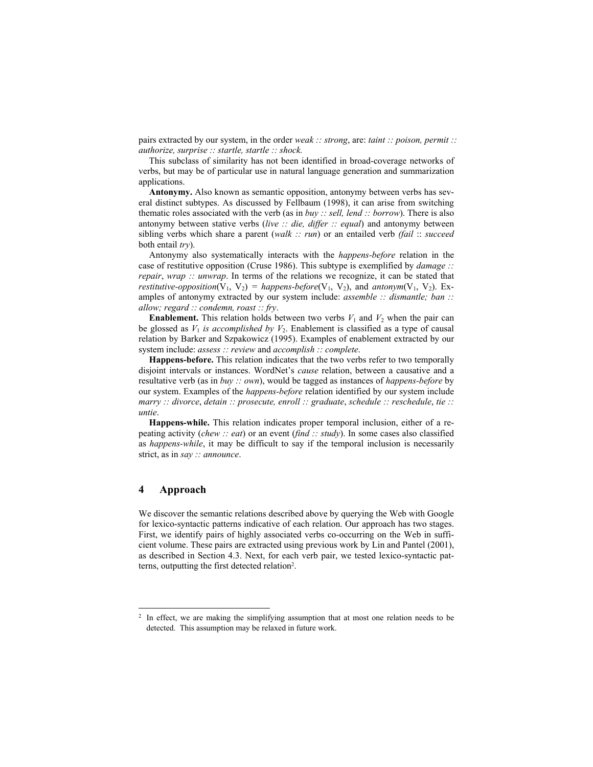pairs extracted by our system, in the order *weak :: strong*, are: *taint :: poison, permit :: authorize, surprise :: startle, startle :: shock.*

This subclass of similarity has not been identified in broad-coverage networks of verbs, but may be of particular use in natural language generation and summarization applications.

**Antonymy.** Also known as semantic opposition, antonymy between verbs has several distinct subtypes. As discussed by Fellbaum (1998), it can arise from switching thematic roles associated with the verb (as in *buy :: sell, lend :: borrow*). There is also antonymy between stative verbs (*live :: die, differ :: equal*) and antonymy between sibling verbs which share a parent (*walk :: run*) or an entailed verb *(fail* :: *succeed* both entail *try*).

Antonymy also systematically interacts with the *happens-before* relation in the case of restitutive opposition (Cruse 1986). This subtype is exemplified by *damage :: repair*, *wrap :: unwrap*. In terms of the relations we recognize, it can be stated that *restitutive-opposition*($V_1$, $V_2$) = *happens-before*($V_1$, $V_2$), and *antonym*($V_1$, $V_2$). Examples of antonymy extracted by our system include: *assemble :: dismantle; ban :: allow; regard :: condemn, roast :: fry*.

**Enablement.** This relation holds between two verbs $V_1$ and $V_2$ when the pair can be glossed as $V_1$ *is accomplished by* $V_2$. Enablement is classified as a type of causal relation by Barker and Szpakowicz (1995). Examples of enablement extracted by our system include: *assess :: review* and *accomplish :: complete*.

**Happens-before.** This relation indicates that the two verbs refer to two temporally disjoint intervals or instances. WordNet's *cause* relation, between a causative and a resultative verb (as in *buy :: own*), would be tagged as instances of *happens-before* by our system. Examples of the *happens-before* relation identified by our system include *marry :: divorce*, *detain :: prosecute, enroll :: graduate*, *schedule :: reschedule*, *tie :: untie*.

**Happens-while.** This relation indicates proper temporal inclusion, either of a repeating activity (*chew :: eat*) or an event (*find :: study*). In some cases also classified as *happens-while*, it may be difficult to say if the temporal inclusion is necessarily strict, as in *say :: announce*.

## 4 Approach

We discover the semantic relations described above by querying the Web with Google for lexico-syntactic patterns indicative of each relation. Our approach has two stages. First, we identify pairs of highly associated verbs co-occurring on the Web in sufficient volume. These pairs are extracted using previous work by Lin and Pantel (2001), as described in Section 4.3. Next, for each verb pair, we tested lexico-syntactic patterns, outputting the first detected relation[2].

[2] In effect, we are making the simplifying assumption that at most one relation needs to be detected. This assumption may be relaxed in future work.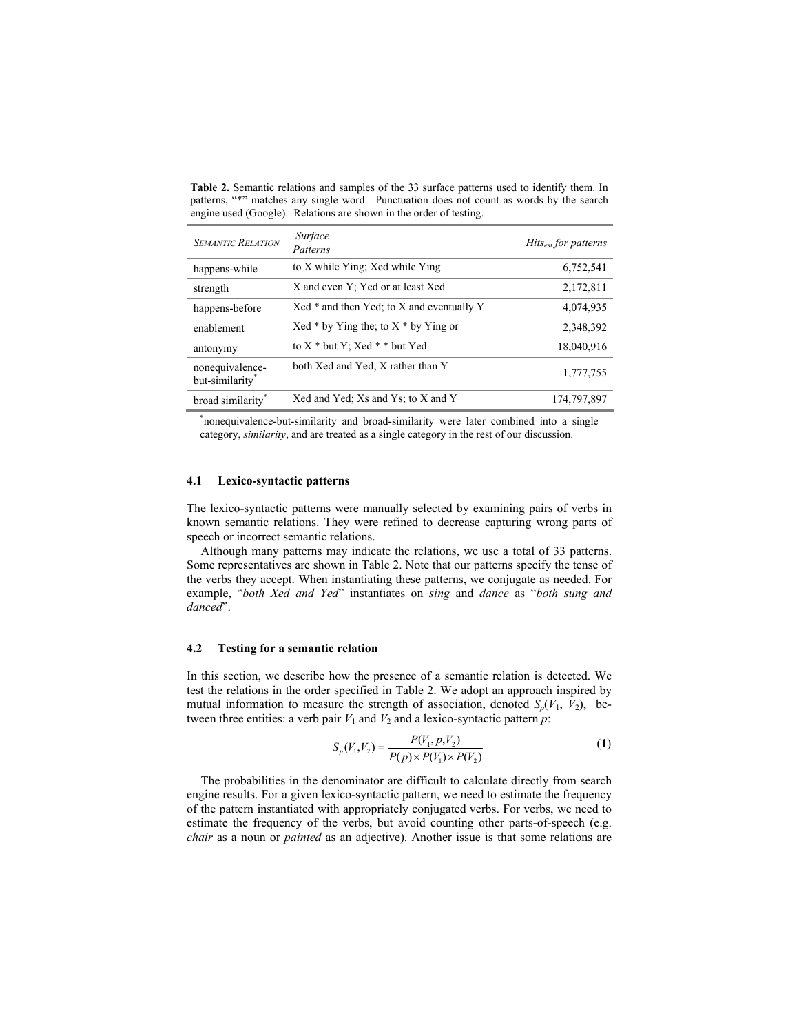**Table 2.** Semantic relations and samples of the 33 surface patterns used to identify them. In patterns, "*" matches any single word. Punctuation does not count as words by the search engine used (Google). Relations are shown in the order of testing.

| *Semantic Relation* | *Surface Patterns* | *$Hits_{est}$ for patterns* |
|---|---|---|
| happens-while | to X while Ying; Xed while Ying | 6,752,541 |
| strength | X and even Y; Yed or at least Xed | 2,172,811 |
| happens-before | Xed * and then Yed; to X and eventually Y | 4,074,935 |
| enablement | Xed * by Ying the; to X * by Ying or | 2,348,392 |
| antonymy | to X * but Y; Xed * * but Yed | 18,040,916 |
| nonequivalence-but-similarity* | both Xed and Yed; X rather than Y | 1,777,755 |
| broad similarity* | Xed and Yed; Xs and Ys; to X and Y | 174,797,897 |

*nonequivalence-but-similarity and broad-similarity were later combined into a single category, *similarity*, and are treated as a single category in the rest of our discussion.

### 4.1 Lexico-syntactic patterns

The lexico-syntactic patterns were manually selected by examining pairs of verbs in known semantic relations. They were refined to decrease capturing wrong parts of speech or incorrect semantic relations.

Although many patterns may indicate the relations, we use a total of 33 patterns. Some representatives are shown in Table 2. Note that our patterns specify the tense of the verbs they accept. When instantiating these patterns, we conjugate as needed. For example, "*both Xed and Yed*" instantiates on *sing* and *dance* as "*both sung and danced*".

### 4.2 Testing for a semantic relation

In this section, we describe how the presence of a semantic relation is detected. We test the relations in the order specified in Table 2. We adopt an approach inspired by mutual information to measure the strength of association, denoted $S_p(V_1, V_2)$, between three entities: a verb pair $V_1$ and $V_2$ and a lexico-syntactic pattern $p$:

$$S_p(V_1, V_2) = \frac{P(V_1, p, V_2)}{P(p) \times P(V_1) \times P(V_2)} \qquad \textbf{(1)}$$

The probabilities in the denominator are difficult to calculate directly from search engine results. For a given lexico-syntactic pattern, we need to estimate the frequency of the pattern instantiated with appropriately conjugated verbs. For verbs, we need to estimate the frequency of the verbs, but avoid counting other parts-of-speech (e.g. *chair* as a noun or *painted* as an adjective). Another issue is that some relations are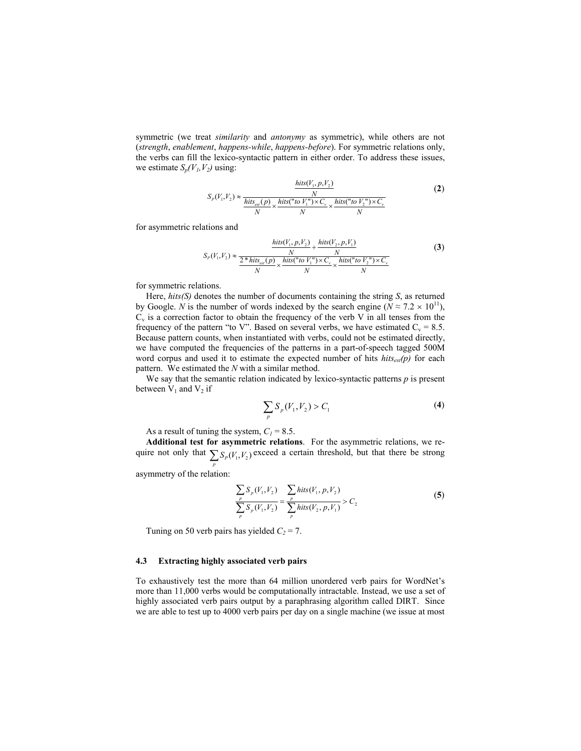symmetric (we treat *similarity* and *antonymy* as symmetric), while others are not (*strength*, *enablement*, *happens-while*, *happens-before*). For symmetric relations only, the verbs can fill the lexico-syntactic pattern in either order. To address these issues, we estimate $S_p(V_1,V_2)$ using:

$$S_P(V_1,V_2) \approx \frac{\frac{hits(V_1,p,V_2)}{N}}{\frac{hits_{est}(p)}{N} \times \frac{hits(\text{"to } V_1\text{"}) \times C_v}{N} \times \frac{hits(\text{"to } V_2\text{"}) \times C_v}{N}} \quad (2)$$

for asymmetric relations and

$$S_P(V_1,V_2) \approx \frac{\frac{hits(V_1,p,V_2)}{N} + \frac{hits(V_2,p,V_1)}{N}}{\frac{2 * hits_{est}(p)}{N} \times \frac{hits(\text{"to } V_1\text{"}) \times C_v}{N} \times \frac{hits(\text{"to } V_2\text{"}) \times C_v}{N}} \quad (3)$$

for symmetric relations.

Here, *hits(S)* denotes the number of documents containing the string *S*, as returned by Google. *N* is the number of words indexed by the search engine ($N \approx 7.2 \times 10^{11}$), $C_v$ is a correction factor to obtain the frequency of the verb V in all tenses from the frequency of the pattern "to V". Based on several verbs, we have estimated $C_v = 8.5$. Because pattern counts, when instantiated with verbs, could not be estimated directly, we have computed the frequencies of the patterns in a part-of-speech tagged 500M word corpus and used it to estimate the expected number of hits $hits_{est}(p)$ for each pattern. We estimated the *N* with a similar method.

We say that the semantic relation indicated by lexico-syntactic patterns *p* is present between $V_1$ and $V_2$ if

$$\sum_p S_p(V_1,V_2) > C_1 \quad (4)$$

As a result of tuning the system, $C_1 = 8.5$.

**Additional test for asymmetric relations**. For the asymmetric relations, we require not only that $\sum_p S_P(V_1,V_2)$ exceed a certain threshold, but that there be strong asymmetry of the relation:

$$\frac{\sum_p S_p(V_1,V_2)}{\sum_p S_p(V_1,V_2)} = \frac{\sum_p hits(V_1,p,V_2)}{\sum_p hits(V_2,p,V_1)} > C_2 \quad (5)$$

Tuning on 50 verb pairs has yielded $C_2 = 7$.

### 4.3 Extracting highly associated verb pairs

To exhaustively test the more than 64 million unordered verb pairs for WordNet's more than 11,000 verbs would be computationally intractable. Instead, we use a set of highly associated verb pairs output by a paraphrasing algorithm called DIRT. Since we are able to test up to 4000 verb pairs per day on a single machine (we issue at most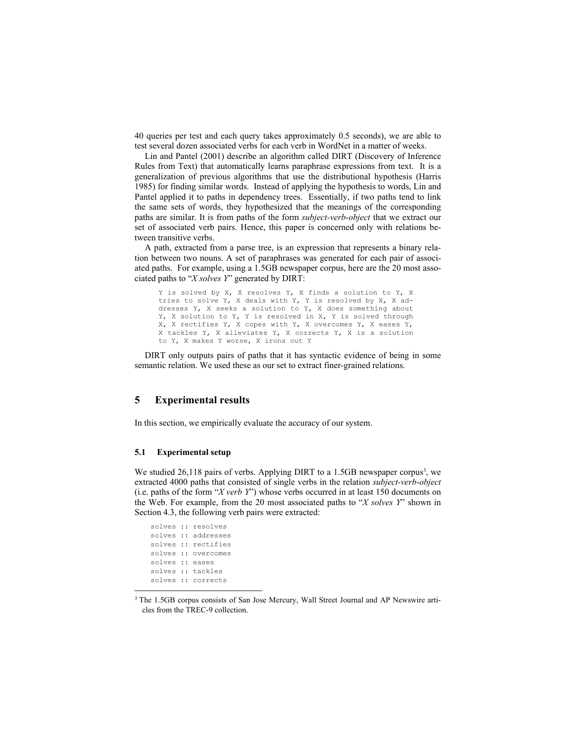40 queries per test and each query takes approximately 0.5 seconds), we are able to test several dozen associated verbs for each verb in WordNet in a matter of weeks.

Lin and Pantel (2001) describe an algorithm called DIRT (Discovery of Inference Rules from Text) that automatically learns paraphrase expressions from text. It is a generalization of previous algorithms that use the distributional hypothesis (Harris 1985) for finding similar words. Instead of applying the hypothesis to words, Lin and Pantel applied it to paths in dependency trees. Essentially, if two paths tend to link the same sets of words, they hypothesized that the meanings of the corresponding paths are similar. It is from paths of the form *subject-verb-object* that we extract our set of associated verb pairs. Hence, this paper is concerned only with relations between transitive verbs.

A path, extracted from a parse tree, is an expression that represents a binary relation between two nouns. A set of paraphrases was generated for each pair of associated paths. For example, using a 1.5GB newspaper corpus, here are the 20 most associated paths to "*X solves Y*" generated by DIRT:

```
Y is solved by X, X resolves Y, X finds a solution to Y, X
tries to solve Y, X deals with Y, Y is resolved by X, X ad-
dresses Y, X seeks a solution to Y, X does something about
Y, X solution to Y, Y is resolved in X, Y is solved through
X, X rectifies Y, X copes with Y, X overcomes Y, X eases Y,
X tackles Y, X alleviates Y, X corrects Y, X is a solution
to Y, X makes Y worse, X irons out Y
```

DIRT only outputs pairs of paths that it has syntactic evidence of being in some semantic relation. We used these as our set to extract finer-grained relations.

## 5 Experimental results

In this section, we empirically evaluate the accuracy of our system.

### 5.1 Experimental setup

We studied 26,118 pairs of verbs. Applying DIRT to a 1.5GB newspaper corpus[3], we extracted 4000 paths that consisted of single verbs in the relation *subject-verb-object* (i.e. paths of the form "*X verb Y*") whose verbs occurred in at least 150 documents on the Web. For example, from the 20 most associated paths to "*X solves Y*" shown in Section 4.3, the following verb pairs were extracted:

```
solves :: resolves
solves :: addresses
solves :: rectifies
solves :: overcomes
solves :: eases
solves :: tackles
solves :: corrects
```

[3] The 1.5GB corpus consists of San Jose Mercury, Wall Street Journal and AP Newswire articles from the TREC-9 collection.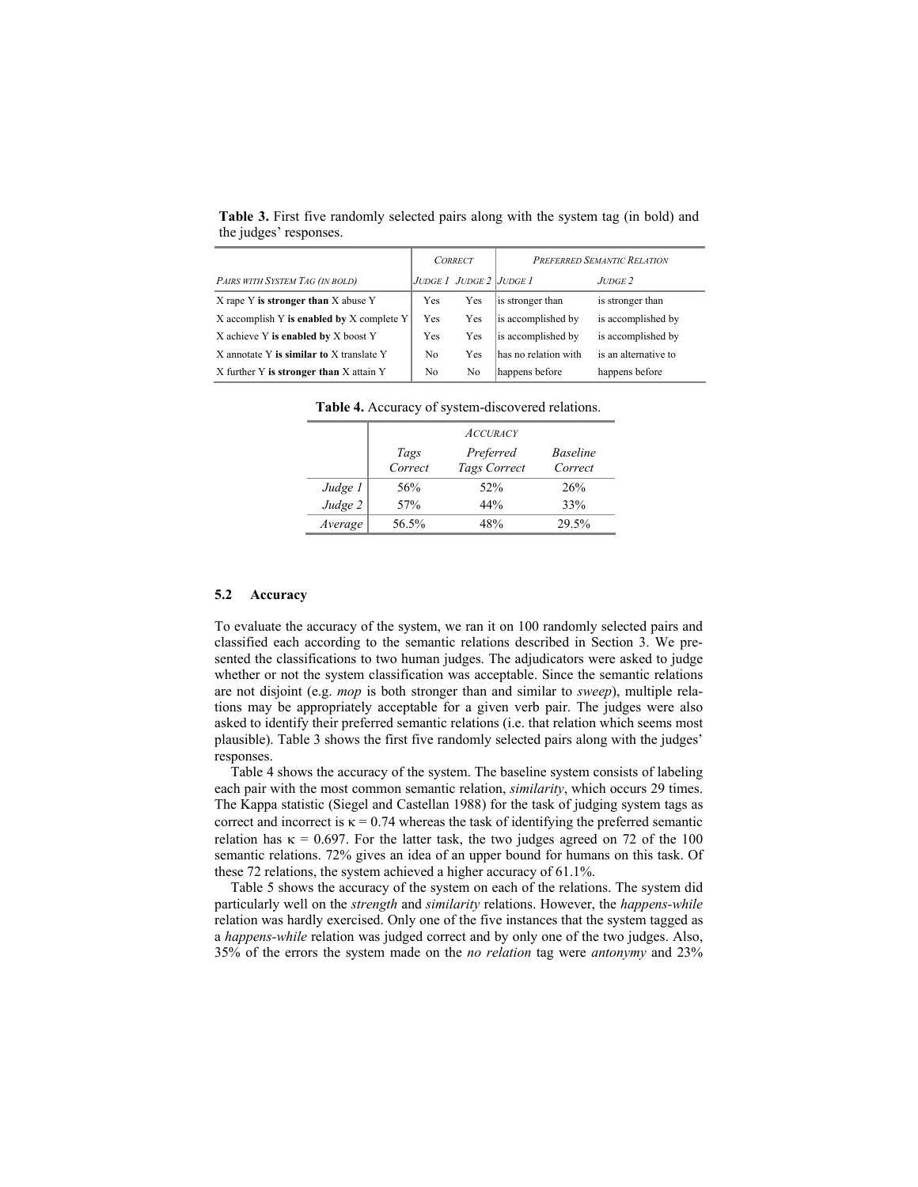**Table 3.** First five randomly selected pairs along with the system tag (in bold) and the judges' responses.

| | Correct | | Preferred Semantic Relation | |
|---|---|---|---|---|
| *Pairs with System Tag (in bold)* | *Judge 1* | *Judge 2* | *Judge 1* | *Judge 2* |
| X rape Y **is stronger than** X abuse Y | Yes | Yes | is stronger than | is stronger than |
| X accomplish Y **is enabled by** X complete Y | Yes | Yes | is accomplished by | is accomplished by |
| X achieve Y **is enabled by** X boost Y | Yes | Yes | is accomplished by | is accomplished by |
| X annotate Y **is similar to** X translate Y | No | Yes | has no relation with | is an alternative to |
| X further Y **is stronger than** X attain Y | No | No | happens before | happens before |

**Table 4.** Accuracy of system-discovered relations.

| | Accuracy | | |
|---|---|---|---|
| | *Tags Correct* | *Preferred Tags Correct* | *Baseline Correct* |
| *Judge 1* | 56% | 52% | 26% |
| *Judge 2* | 57% | 44% | 33% |
| *Average* | 56.5% | 48% | 29.5% |

### 5.2 Accuracy

To evaluate the accuracy of the system, we ran it on 100 randomly selected pairs and classified each according to the semantic relations described in Section 3. We presented the classifications to two human judges. The adjudicators were asked to judge whether or not the system classification was acceptable. Since the semantic relations are not disjoint (e.g. *mop* is both stronger than and similar to *sweep*), multiple relations may be appropriately acceptable for a given verb pair. The judges were also asked to identify their preferred semantic relations (i.e. that relation which seems most plausible). Table 3 shows the first five randomly selected pairs along with the judges' responses.

Table 4 shows the accuracy of the system. The baseline system consists of labeling each pair with the most common semantic relation, *similarity*, which occurs 29 times. The Kappa statistic (Siegel and Castellan 1988) for the task of judging system tags as correct and incorrect is $\kappa = 0.74$ whereas the task of identifying the preferred semantic relation has $\kappa = 0.697$. For the latter task, the two judges agreed on 72 of the 100 semantic relations. 72% gives an idea of an upper bound for humans on this task. Of these 72 relations, the system achieved a higher accuracy of 61.1%.

Table 5 shows the accuracy of the system on each of the relations. The system did particularly well on the *strength* and *similarity* relations. However, the *happens-while* relation was hardly exercised. Only one of the five instances that the system tagged as a *happens-while* relation was judged correct and by only one of the two judges. Also, 35% of the errors the system made on the *no relation* tag were *antonymy* and 23%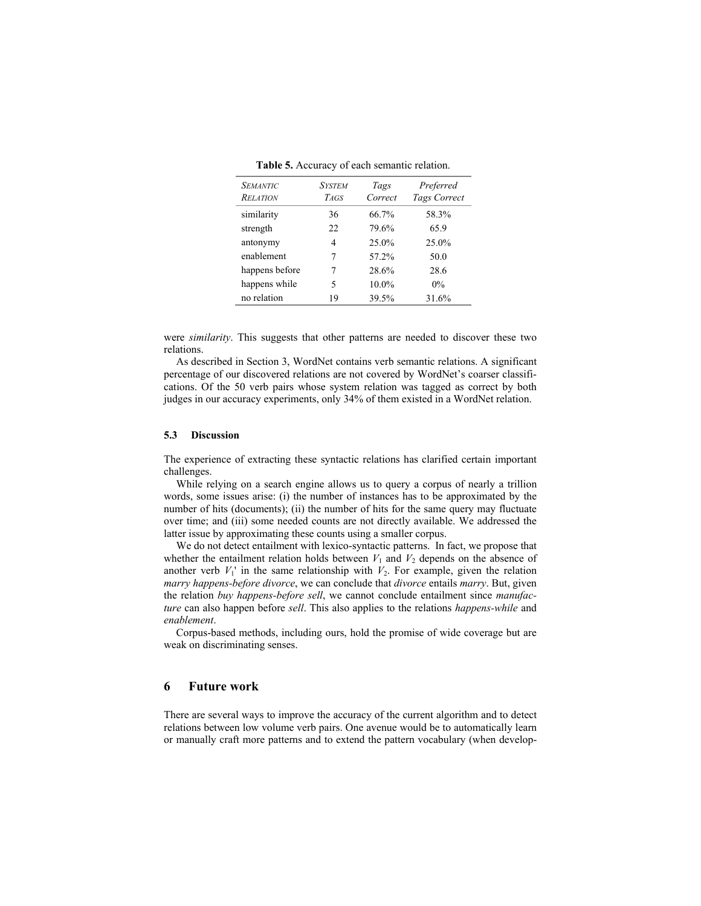**Table 5.** Accuracy of each semantic relation.

| SEMANTIC RELATION | SYSTEM TAGS | *Tags Correct* | *Preferred Tags Correct* |
|---|---|---|---|
| similarity | 36 | 66.7% | 58.3% |
| strength | 22 | 79.6% | 65.9 |
| antonymy | 4 | 25.0% | 25.0% |
| enablement | 7 | 57.2% | 50.0 |
| happens before | 7 | 28.6% | 28.6 |
| happens while | 5 | 10.0% | 0% |
| no relation | 19 | 39.5% | 31.6% |

were *similarity*. This suggests that other patterns are needed to discover these two relations.

As described in Section 3, WordNet contains verb semantic relations. A significant percentage of our discovered relations are not covered by WordNet's coarser classifications. Of the 50 verb pairs whose system relation was tagged as correct by both judges in our accuracy experiments, only 34% of them existed in a WordNet relation.

### 5.3 Discussion

The experience of extracting these syntactic relations has clarified certain important challenges.

While relying on a search engine allows us to query a corpus of nearly a trillion words, some issues arise: (i) the number of instances has to be approximated by the number of hits (documents); (ii) the number of hits for the same query may fluctuate over time; and (iii) some needed counts are not directly available. We addressed the latter issue by approximating these counts using a smaller corpus.

We do not detect entailment with lexico-syntactic patterns. In fact, we propose that whether the entailment relation holds between $V_1$ and $V_2$ depends on the absence of another verb $V_1'$ in the same relationship with $V_2$. For example, given the relation *marry happens-before divorce*, we can conclude that *divorce* entails *marry*. But, given the relation *buy happens-before sell*, we cannot conclude entailment since *manufacture* can also happen before *sell*. This also applies to the relations *happens-while* and *enablement*.

Corpus-based methods, including ours, hold the promise of wide coverage but are weak on discriminating senses.

## 6 Future work

There are several ways to improve the accuracy of the current algorithm and to detect relations between low volume verb pairs. One avenue would be to automatically learn or manually craft more patterns and to extend the pattern vocabulary (when develop-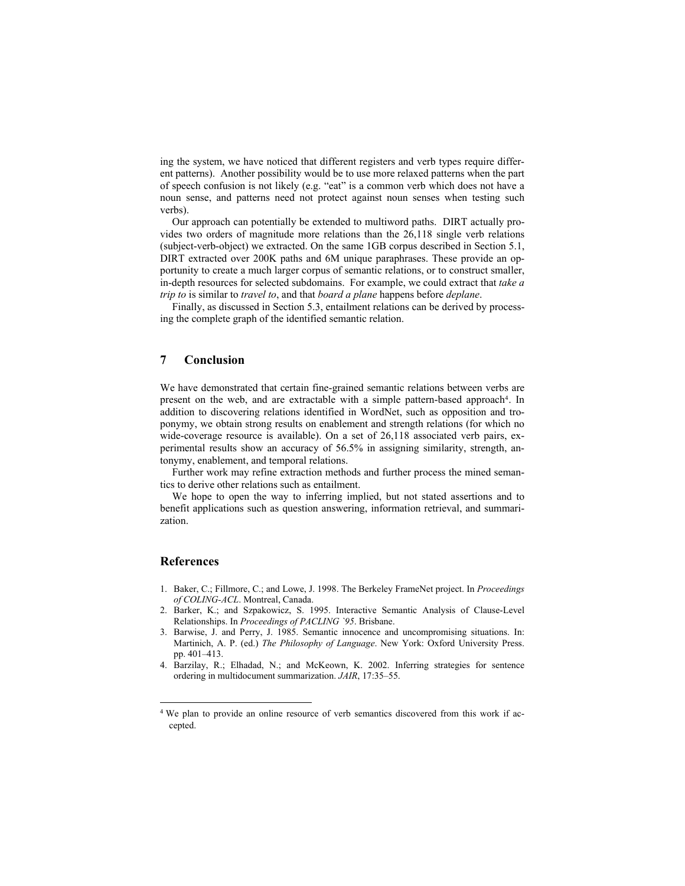ing the system, we have noticed that different registers and verb types require different patterns). Another possibility would be to use more relaxed patterns when the part of speech confusion is not likely (e.g. "eat" is a common verb which does not have a noun sense, and patterns need not protect against noun senses when testing such verbs).

Our approach can potentially be extended to multiword paths. DIRT actually provides two orders of magnitude more relations than the 26,118 single verb relations (subject-verb-object) we extracted. On the same 1GB corpus described in Section 5.1, DIRT extracted over 200K paths and 6M unique paraphrases. These provide an opportunity to create a much larger corpus of semantic relations, or to construct smaller, in-depth resources for selected subdomains. For example, we could extract that *take a trip to* is similar to *travel to*, and that *board a plane* happens before *deplane*.

Finally, as discussed in Section 5.3, entailment relations can be derived by processing the complete graph of the identified semantic relation.

## 7 Conclusion

We have demonstrated that certain fine-grained semantic relations between verbs are present on the web, and are extractable with a simple pattern-based approach[4]. In addition to discovering relations identified in WordNet, such as opposition and troponymy, we obtain strong results on enablement and strength relations (for which no wide-coverage resource is available). On a set of 26,118 associated verb pairs, experimental results show an accuracy of 56.5% in assigning similarity, strength, antonymy, enablement, and temporal relations.

Further work may refine extraction methods and further process the mined semantics to derive other relations such as entailment.

We hope to open the way to inferring implied, but not stated assertions and to benefit applications such as question answering, information retrieval, and summarization.

## References

1. Baker, C.; Fillmore, C.; and Lowe, J. 1998. The Berkeley FrameNet project. In *Proceedings of COLING-ACL*. Montreal, Canada.
2. Barker, K.; and Szpakowicz, S. 1995. Interactive Semantic Analysis of Clause-Level Relationships. In *Proceedings of PACLING `95*. Brisbane.
3. Barwise, J. and Perry, J. 1985. Semantic innocence and uncompromising situations. In: Martinich, A. P. (ed.) *The Philosophy of Language*. New York: Oxford University Press. pp. 401–413.
4. Barzilay, R.; Elhadad, N.; and McKeown, K. 2002. Inferring strategies for sentence ordering in multidocument summarization. *JAIR*, 17:35–55.

[4] We plan to provide an online resource of verb semantics discovered from this work if accepted.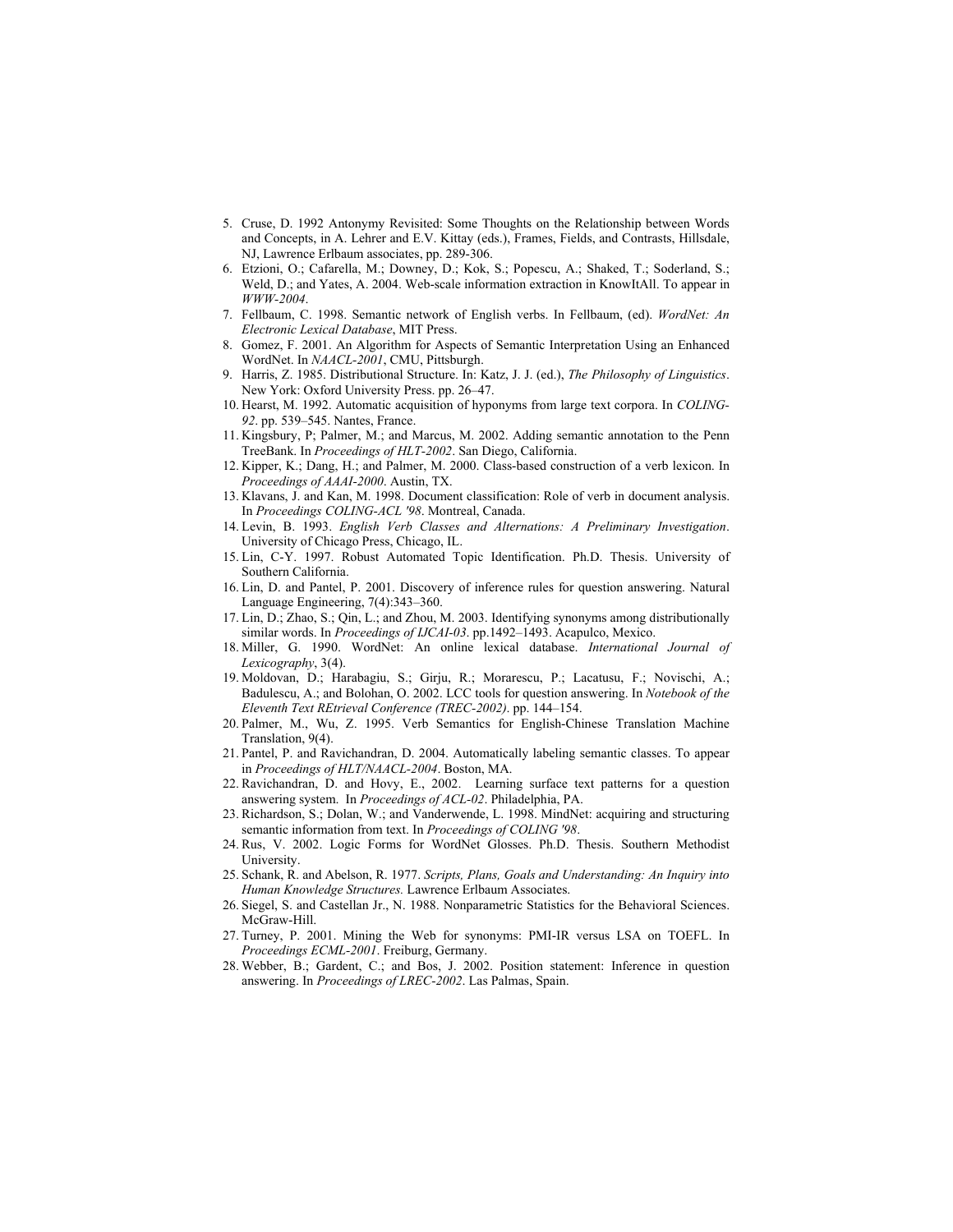5. Cruse, D. 1992 Antonymy Revisited: Some Thoughts on the Relationship between Words and Concepts, in A. Lehrer and E.V. Kittay (eds.), Frames, Fields, and Contrasts, Hillsdale, NJ, Lawrence Erlbaum associates, pp. 289-306.
6. Etzioni, O.; Cafarella, M.; Downey, D.; Kok, S.; Popescu, A.; Shaked, T.; Soderland, S.; Weld, D.; and Yates, A. 2004. Web-scale information extraction in KnowItAll. To appear in *WWW-2004*.
7. Fellbaum, C. 1998. Semantic network of English verbs. In Fellbaum, (ed). *WordNet: An Electronic Lexical Database*, MIT Press.
8. Gomez, F. 2001. An Algorithm for Aspects of Semantic Interpretation Using an Enhanced WordNet. In *NAACL-2001*, CMU, Pittsburgh.
9. Harris, Z. 1985. Distributional Structure. In: Katz, J. J. (ed.), *The Philosophy of Linguistics*. New York: Oxford University Press. pp. 26–47.
10. Hearst, M. 1992. Automatic acquisition of hyponyms from large text corpora. In *COLING-92*. pp. 539–545. Nantes, France.
11. Kingsbury, P; Palmer, M.; and Marcus, M. 2002. Adding semantic annotation to the Penn TreeBank. In *Proceedings of HLT-2002*. San Diego, California.
12. Kipper, K.; Dang, H.; and Palmer, M. 2000. Class-based construction of a verb lexicon. In *Proceedings of AAAI-2000*. Austin, TX.
13. Klavans, J. and Kan, M. 1998. Document classification: Role of verb in document analysis. In *Proceedings COLING-ACL '98*. Montreal, Canada.
14. Levin, B. 1993. *English Verb Classes and Alternations: A Preliminary Investigation*. University of Chicago Press, Chicago, IL.
15. Lin, C-Y. 1997. Robust Automated Topic Identification. Ph.D. Thesis. University of Southern California.
16. Lin, D. and Pantel, P. 2001. Discovery of inference rules for question answering. Natural Language Engineering, 7(4):343–360.
17. Lin, D.; Zhao, S.; Qin, L.; and Zhou, M. 2003. Identifying synonyms among distributionally similar words. In *Proceedings of IJCAI-03*. pp.1492–1493. Acapulco, Mexico.
18. Miller, G. 1990. WordNet: An online lexical database. *International Journal of Lexicography*, 3(4).
19. Moldovan, D.; Harabagiu, S.; Girju, R.; Morarescu, P.; Lacatusu, F.; Novischi, A.; Badulescu, A.; and Bolohan, O. 2002. LCC tools for question answering. In *Notebook of the Eleventh Text REtrieval Conference (TREC-2002)*. pp. 144–154.
20. Palmer, M., Wu, Z. 1995. Verb Semantics for English-Chinese Translation Machine Translation, 9(4).
21. Pantel, P. and Ravichandran, D. 2004. Automatically labeling semantic classes. To appear in *Proceedings of HLT/NAACL-2004*. Boston, MA.
22. Ravichandran, D. and Hovy, E., 2002. Learning surface text patterns for a question answering system. In *Proceedings of ACL-02*. Philadelphia, PA.
23. Richardson, S.; Dolan, W.; and Vanderwende, L. 1998. MindNet: acquiring and structuring semantic information from text. In *Proceedings of COLING '98*.
24. Rus, V. 2002. Logic Forms for WordNet Glosses. Ph.D. Thesis. Southern Methodist University.
25. Schank, R. and Abelson, R. 1977. *Scripts, Plans, Goals and Understanding: An Inquiry into Human Knowledge Structures.* Lawrence Erlbaum Associates.
26. Siegel, S. and Castellan Jr., N. 1988. Nonparametric Statistics for the Behavioral Sciences. McGraw-Hill.
27. Turney, P. 2001. Mining the Web for synonyms: PMI-IR versus LSA on TOEFL. In *Proceedings ECML-2001*. Freiburg, Germany.
28. Webber, B.; Gardent, C.; and Bos, J. 2002. Position statement: Inference in question answering. In *Proceedings of LREC-2002*. Las Palmas, Spain.